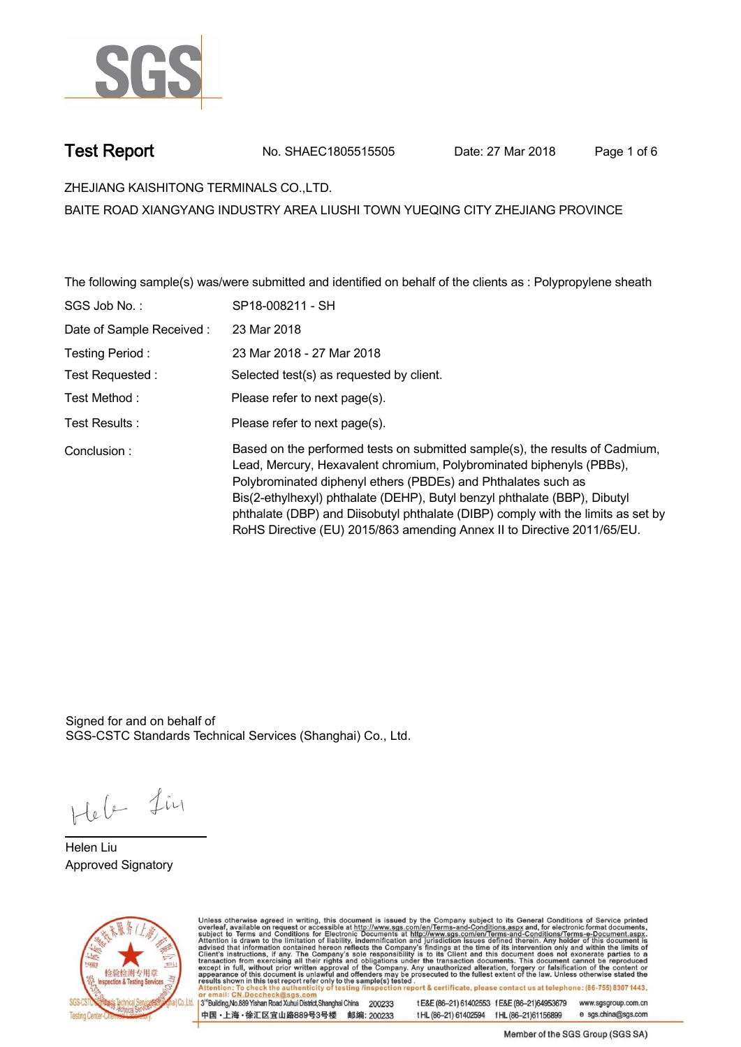# Test Report

No. SHAEC1805515505 Date: 27 Mar 2018

ZHEJIANG KAISHITONG TERMINALS CO.,LTD.

BAITE ROAD XIANGYANG INDUSTRY AREA LIUSHI TOWN YUEQING CITY ZHEJIANG PROVINCE

The following sample(s) was/were submitted and identified on behalf of the clients as : Polypropylene sheath

| | |
|---|---|
| SGS Job No. : | SP18-008211 - SH |
| Date of Sample Received : | 23 Mar 2018 |
| Testing Period : | 23 Mar 2018 - 27 Mar 2018 |
| Test Requested : | Selected test(s) as requested by client. |
| Test Method : | Please refer to next page(s). |
| Test Results : | Please refer to next page(s). |
| Conclusion : | Based on the performed tests on submitted sample(s), the results of Cadmium, Lead, Mercury, Hexavalent chromium, Polybrominated biphenyls (PBBs), Polybrominated diphenyl ethers (PBDEs) and Phthalates such as Bis(2-ethylhexyl) phthalate (DEHP), Butyl benzyl phthalate (BBP), Dibutyl phthalate (DBP) and Diisobutyl phthalate (DIBP) comply with the limits as set by RoHS Directive (EU) 2015/863 amending Annex II to Directive 2011/65/EU. |

Signed for and on behalf of
SGS-CSTC Standards Technical Services (Shanghai) Co., Ltd.

Helen Liu
Approved Signatory

Unless otherwise agreed in writing, this document is issued by the Company subject to its General Conditions of Service printed overleaf, available on request or accessible at http://www.sgs.com/en/Terms-and-Conditions.aspx and, for electronic format documents, subject to Terms and Conditions for Electronic Documents at http://www.sgs.com/en/Terms-and-Conditions/Terms-e-Document.aspx. Attention is drawn to the limitation of liability, indemnification and jurisdiction issues defined therein. Any holder of this document is advised that information contained hereon reflects the Company's findings at the time of its intervention only and within the limits of Client's instructions, if any. The Company's sole responsibility is to its Client and this document does not exonerate parties to a transaction from exercising all their rights and obligations under the transaction documents. This document cannot be reproduced except in full, without prior written approval of the Company. Any unauthorized alteration, forgery or falsification of the content or appearance of this document is unlawful and offenders may be prosecuted to the fullest extent of the law. Unless otherwise stated the results shown in this test report refer only to the sample(s) tested.
Attention: To check the authenticity of testing /inspection report & certificate, please contact us at telephone: (86-755) 8307 1443, or email: CN.Doccheck@sgs.com

3rd Building,No.889 Yishan Road Xuhui District,Shanghai China 200233 t E&E (86-21) 61402553 f E&E (86-21)64953679 www.sgsgroup.com.cn
中国・上海・徐汇区宜山路889号3号楼 邮编: 200233 t HL (86-21) 61402594 f HL (86-21)61156899 e sgs.china@sgs.com

Member of the SGS Group (SGS SA)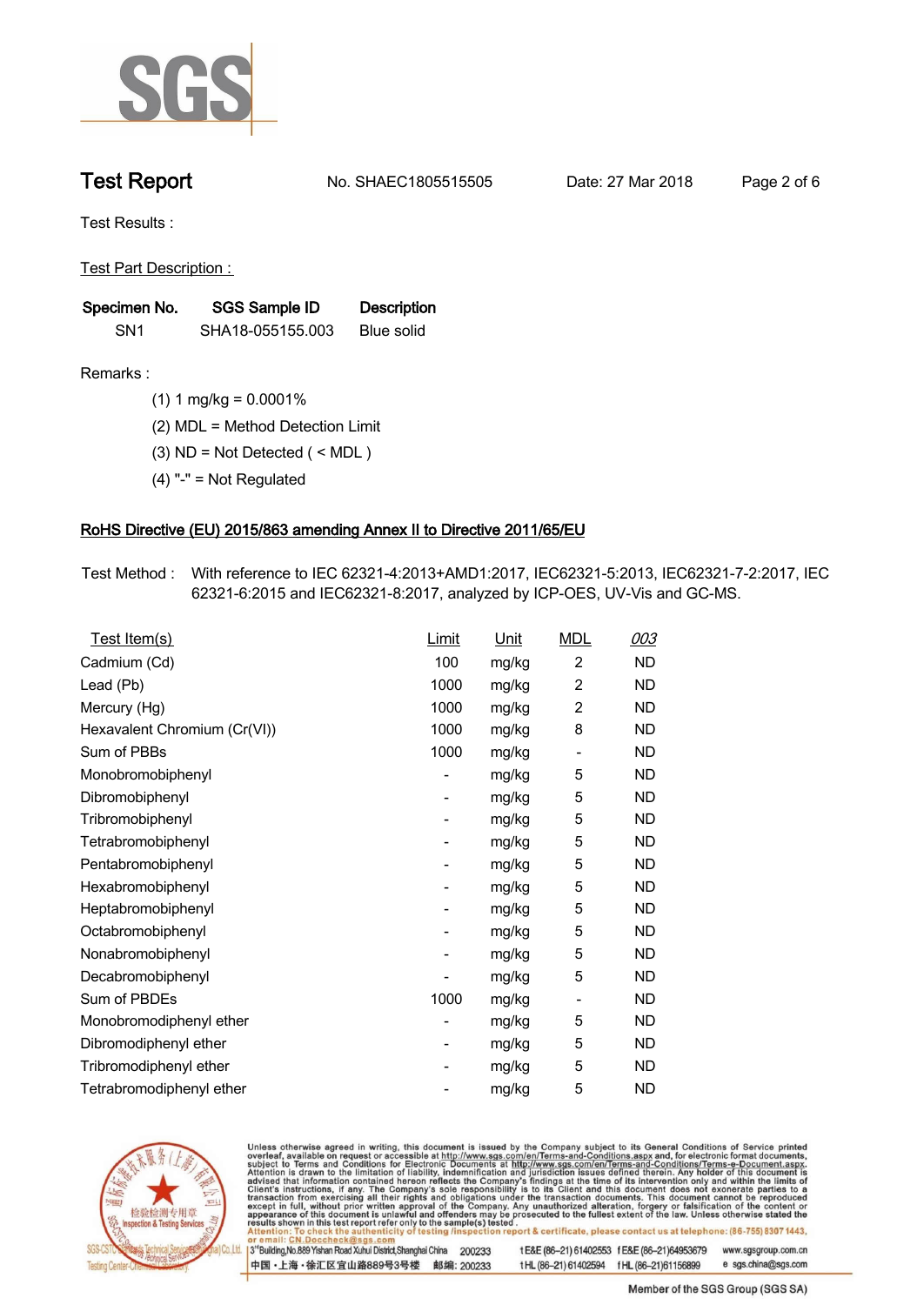# Test Report

No. SHAEC1805515505 Date: 27 Mar 2018

Test Results :

Test Part Description :

| Specimen No. | SGS Sample ID | Description |
|---|---|---|
| SN1 | SHA18-055155.003 | Blue solid |

Remarks :

(1) 1 mg/kg = 0.0001%

(2) MDL = Method Detection Limit

(3) ND = Not Detected ( < MDL )

(4) "-" = Not Regulated

## RoHS Directive (EU) 2015/863 amending Annex II to Directive 2011/65/EU

Test Method : With reference to IEC 62321-4:2013+AMD1:2017, IEC62321-5:2013, IEC62321-7-2:2017, IEC 62321-6:2015 and IEC62321-8:2017, analyzed by ICP-OES, UV-Vis and GC-MS.

| Test Item(s) | Limit | Unit | MDL | 003 |
|---|---|---|---|---|
| Cadmium (Cd) | 100 | mg/kg | 2 | ND |
| Lead (Pb) | 1000 | mg/kg | 2 | ND |
| Mercury (Hg) | 1000 | mg/kg | 2 | ND |
| Hexavalent Chromium (Cr(VI)) | 1000 | mg/kg | 8 | ND |
| Sum of PBBs | 1000 | mg/kg | - | ND |
| Monobromobiphenyl | - | mg/kg | 5 | ND |
| Dibromobiphenyl | - | mg/kg | 5 | ND |
| Tribromobiphenyl | - | mg/kg | 5 | ND |
| Tetrabromobiphenyl | - | mg/kg | 5 | ND |
| Pentabromobiphenyl | - | mg/kg | 5 | ND |
| Hexabromobiphenyl | - | mg/kg | 5 | ND |
| Heptabromobiphenyl | - | mg/kg | 5 | ND |
| Octabromobiphenyl | - | mg/kg | 5 | ND |
| Nonabromobiphenyl | - | mg/kg | 5 | ND |
| Decabromobiphenyl | - | mg/kg | 5 | ND |
| Sum of PBDEs | 1000 | mg/kg | - | ND |
| Monobromodiphenyl ether | - | mg/kg | 5 | ND |
| Dibromodiphenyl ether | - | mg/kg | 5 | ND |
| Tribromodiphenyl ether | - | mg/kg | 5 | ND |
| Tetrabromodiphenyl ether | - | mg/kg | 5 | ND |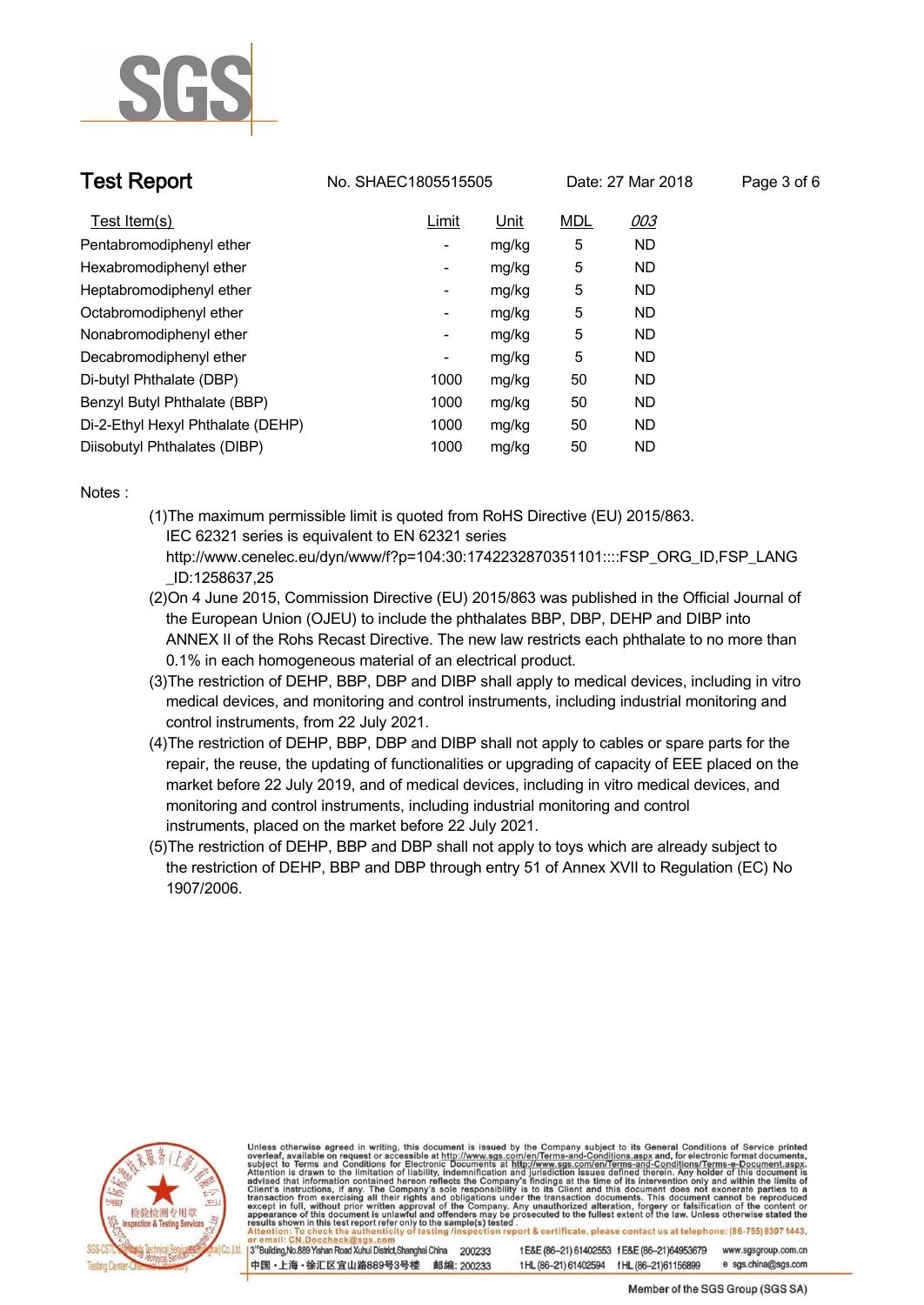| Test Item(s) | Limit | Unit | MDL | 003 |
|---|---|---|---|---|
| Pentabromodiphenyl ether | - | mg/kg | 5 | ND |
| Hexabromodiphenyl ether | - | mg/kg | 5 | ND |
| Heptabromodiphenyl ether | - | mg/kg | 5 | ND |
| Octabromodiphenyl ether | - | mg/kg | 5 | ND |
| Nonabromodiphenyl ether | - | mg/kg | 5 | ND |
| Decabromodiphenyl ether | - | mg/kg | 5 | ND |
| Di-butyl Phthalate (DBP) | 1000 | mg/kg | 50 | ND |
| Benzyl Butyl Phthalate (BBP) | 1000 | mg/kg | 50 | ND |
| Di-2-Ethyl Hexyl Phthalate (DEHP) | 1000 | mg/kg | 50 | ND |
| Diisobutyl Phthalates (DIBP) | 1000 | mg/kg | 50 | ND |

Notes :

(1)The maximum permissible limit is quoted from RoHS Directive (EU) 2015/863.
IEC 62321 series is equivalent to EN 62321 series
http://www.cenelec.eu/dyn/www/f?p=104:30:1742232870351101::::FSP_ORG_ID,FSP_LANG_ID:1258637,25

(2)On 4 June 2015, Commission Directive (EU) 2015/863 was published in the Official Journal of the European Union (OJEU) to include the phthalates BBP, DBP, DEHP and DIBP into ANNEX II of the Rohs Recast Directive. The new law restricts each phthalate to no more than 0.1% in each homogeneous material of an electrical product.

(3)The restriction of DEHP, BBP, DBP and DIBP shall apply to medical devices, including in vitro medical devices, and monitoring and control instruments, including industrial monitoring and control instruments, from 22 July 2021.

(4)The restriction of DEHP, BBP, DBP and DIBP shall not apply to cables or spare parts for the repair, the reuse, the updating of functionalities or upgrading of capacity of EEE placed on the market before 22 July 2019, and of medical devices, including in vitro medical devices, and monitoring and control instruments, including industrial monitoring and control instruments, placed on the market before 22 July 2021.

(5)The restriction of DEHP, BBP and DBP shall not apply to toys which are already subject to the restriction of DEHP, BBP and DBP through entry 51 of Annex XVII to Regulation (EC) No 1907/2006.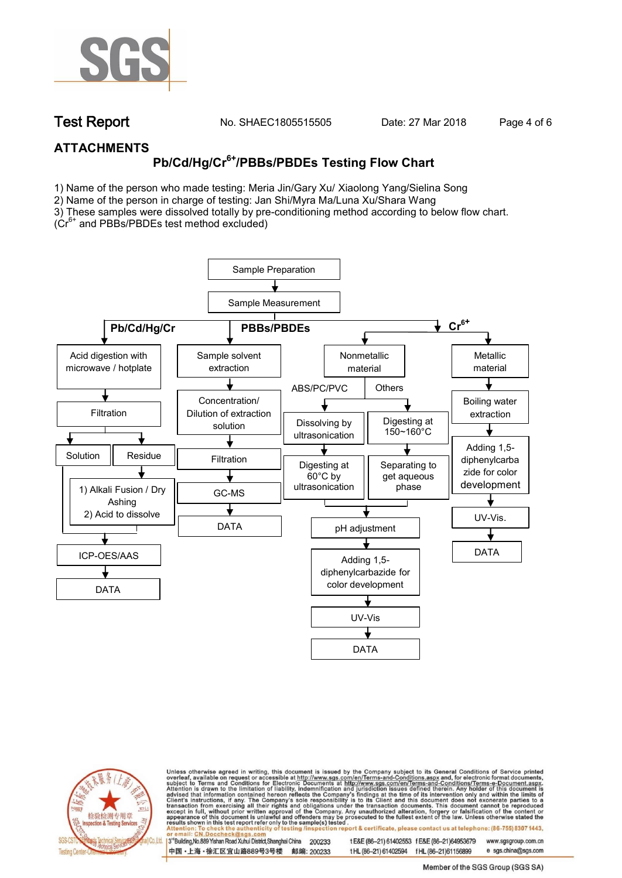## ATTACHMENTS

### Pb/Cd/Hg/$Cr^{6+}$/PBBs/PBDEs Testing Flow Chart

1) Name of the person who made testing: Meria Jin/Gary Xu/ Xiaolong Yang/Sielina Song
2) Name of the person in charge of testing: Jan Shi/Myra Ma/Luna Xu/Shara Wang
3) These samples were dissolved totally by pre-conditioning method according to below flow chart. ($Cr^{6+}$ and PBBs/PBDEs test method excluded)

Sample Preparation → Sample Measurement

**Pb/Cd/Hg/Cr**
- Acid digestion with microwave / hotplate
- Filtration
  - Solution
  - Residue → 1) Alkali Fusion / Dry Ashing 2) Acid to dissolve
- ICP-OES/AAS
- DATA

**PBBs/PBDEs**
- Sample solvent extraction
- Concentration/ Dilution of extraction solution
- Filtration
- GC-MS
- DATA

**$Cr^{6+}$**
- Nonmetallic material
  - ABS/PC/PVC: Dissolving by ultrasonication → Digesting at 60°C by ultrasonication
  - Others: Digesting at 150~160°C → Separating to get aqueous phase
  - pH adjustment
  - Adding 1,5-diphenylcarbazide for color development
  - UV-Vis
  - DATA
- Metallic material
  - Boiling water extraction
  - Adding 1,5-diphenylcarbazide for color development
  - UV-Vis.
  - DATA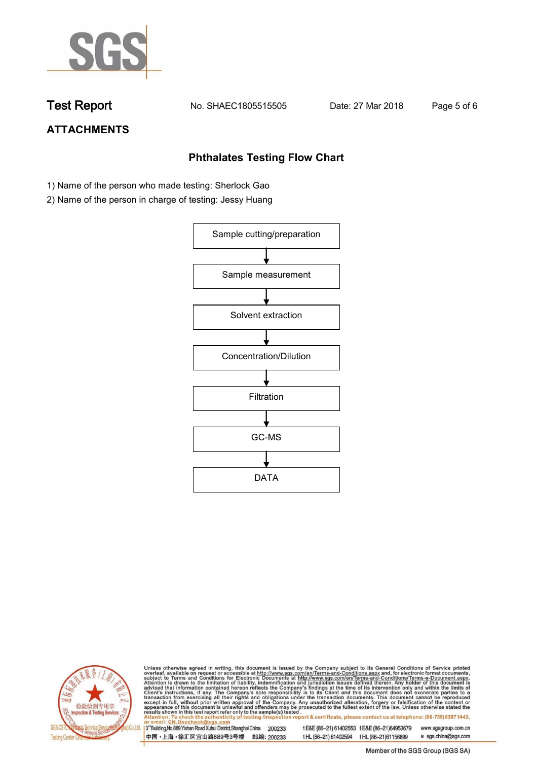## ATTACHMENTS

### Phthalates Testing Flow Chart

1) Name of the person who made testing: Sherlock Gao
2) Name of the person in charge of testing: Jessy Huang

Sample cutting/preparation
↓
Sample measurement
↓
Solvent extraction
↓
Concentration/Dilution
↓
Filtration
↓
GC-MS
↓
DATA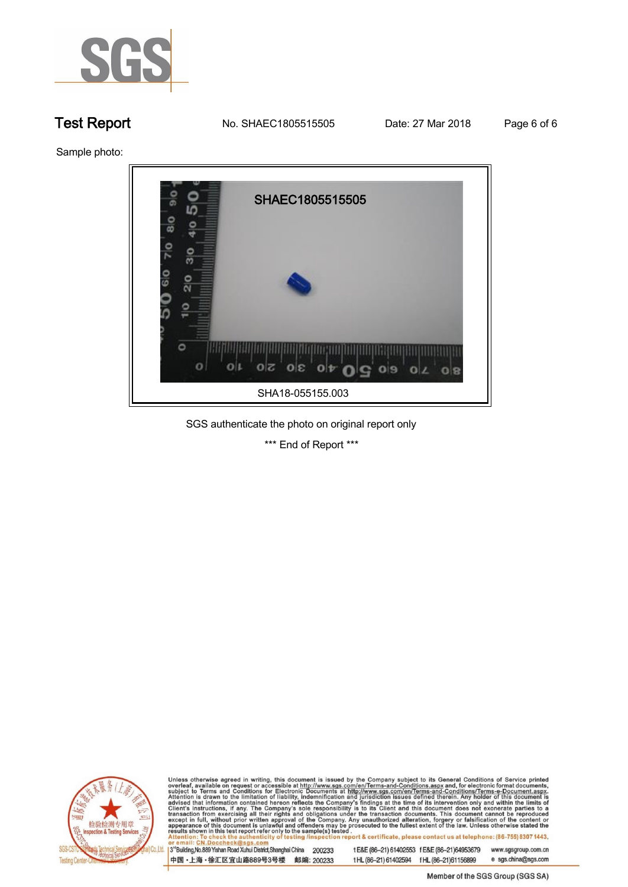Sample photo:

SHAEC1805515505

SHA18-055155.003

SGS authenticate the photo on original report only

*** End of Report ***

Unless otherwise agreed in writing, this document is issued by the Company subject to its General Conditions of Service printed overleaf, available on request or accessible at http://www.sgs.com/en/Terms-and-Conditions.aspx and, for electronic format documents, subject to Terms and Conditions for Electronic Documents at http://www.sgs.com/en/Terms-and-Conditions/Terms-e-Document.aspx. Attention is drawn to the limitation of liability, indemnification and jurisdiction issues defined therein. Any holder of this document is advised that information contained hereon reflects the Company's findings at the time of its intervention only and within the limits of Client's instructions, if any. The Company's sole responsibility is to its Client and this document does not exonerate parties to a transaction from exercising all their rights and obligations under the transaction documents. This document cannot be reproduced except in full, without prior written approval of the Company. Any unauthorized alteration, forgery or falsification of the content or appearance of this document is unlawful and offenders may be prosecuted to the fullest extent of the law. Unless otherwise stated the results shown in this test report refer only to the sample(s) tested.
Attention: To check the authenticity of testing /inspection report & certificate, please contact us at telephone: (86-755) 8307 1443, or email: CN.Doccheck@sgs.com

3rd Building, No.889 Yishan Road Xuhui District, Shanghai China 200233 t E&E (86–21) 61402553 f E&E (86–21)64953679 www.sgsgroup.com.cn
中国・上海・徐汇区宜山路889号3号楼 邮编: 200233 t HL (86–21) 61402594 f HL (86–21)61156899 e sgs.china@sgs.com

Member of the SGS Group (SGS SA)